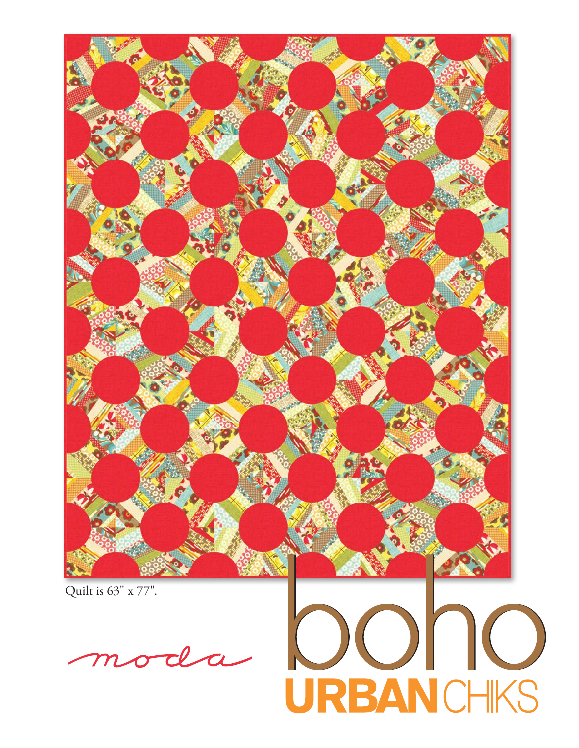Quilt is 63" x 77".

moda

# boho

## URBANCHIKS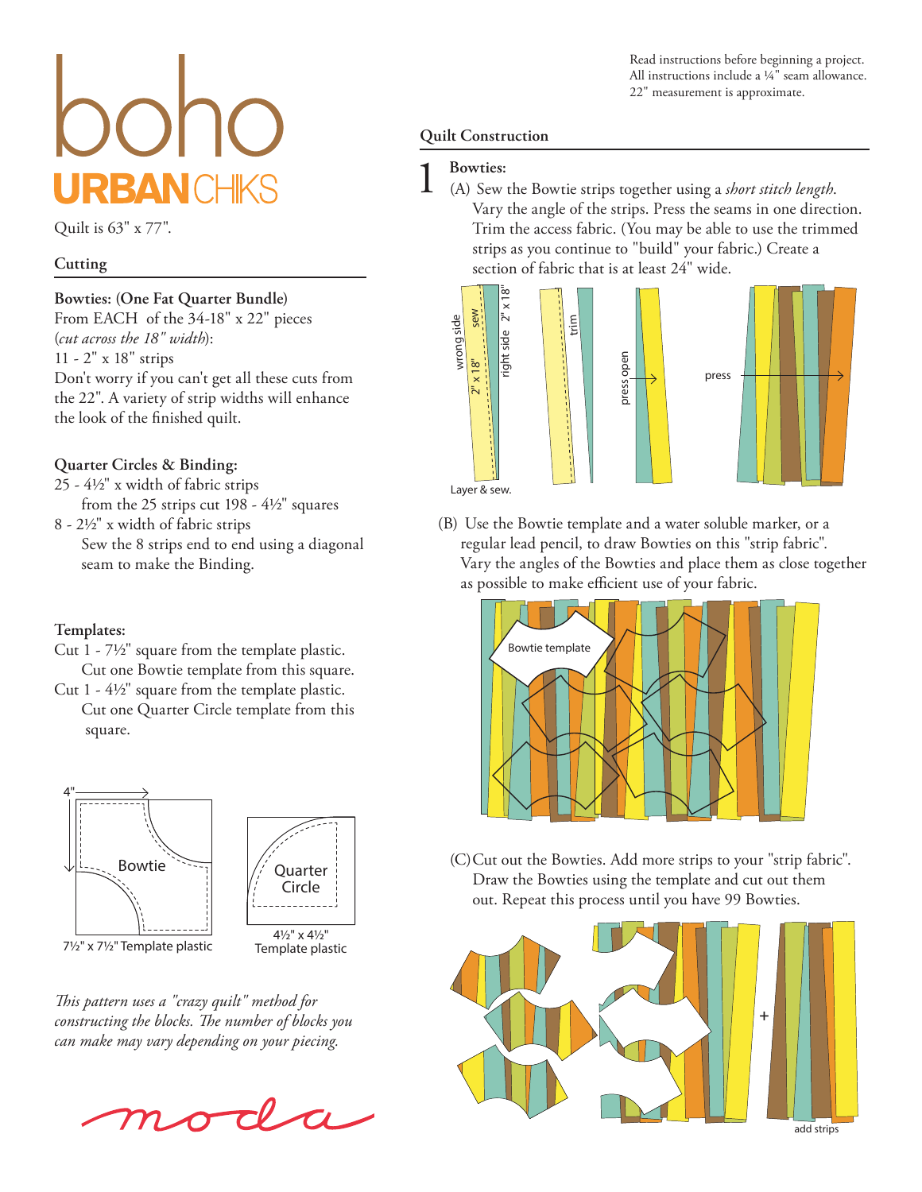# boho

## URBAN CHIKS

Quilt is 63" x 77".

## Cutting

**Bowties: (One Fat Quarter Bundle)**
From EACH of the 34-18" x 22" pieces
(*cut across the 18" width*):
11 - 2" x 18" strips
Don't worry if you can't get all these cuts from the 22". A variety of strip widths will enhance the look of the finished quilt.

**Quarter Circles & Binding:**
25 - 4½" x width of fabric strips
from the 25 strips cut 198 - 4½" squares
8 - 2½" x width of fabric strips
Sew the 8 strips end to end using a diagonal seam to make the Binding.

**Templates:**
Cut 1 - 7½" square from the template plastic.
Cut one Bowtie template from this square.
Cut 1 - 4½" square from the template plastic.
Cut one Quarter Circle template from this square.

4"

Bowtie

7½" x 7½" Template plastic

Quarter Circle

4½" x 4½" Template plastic

*This pattern uses a "crazy quilt" method for constructing the blocks. The number of blocks you can make may vary depending on your piecing.*

moda

Read instructions before beginning a project.
All instructions include a ¼" seam allowance.
22" measurement is approximate.

## Quilt Construction

**1 Bowties:**

(A) Sew the Bowtie strips together using a *short stitch length*. Vary the angle of the strips. Press the seams in one direction. Trim the access fabric. (You may be able to use the trimmed strips as you continue to "build" your fabric.) Create a section of fabric that is at least 24" wide.

wrong side, 2" x 18", sew, right side, 2" x 18", trim, press open, press

Layer & sew.

(B) Use the Bowtie template and a water soluble marker, or a regular lead pencil, to draw Bowties on this "strip fabric". Vary the angles of the Bowties and place them as close together as possible to make efficient use of your fabric.

Bowtie template

(C) Cut out the Bowties. Add more strips to your "strip fabric". Draw the Bowties using the template and cut out them out. Repeat this process until you have 99 Bowties.

+

add strips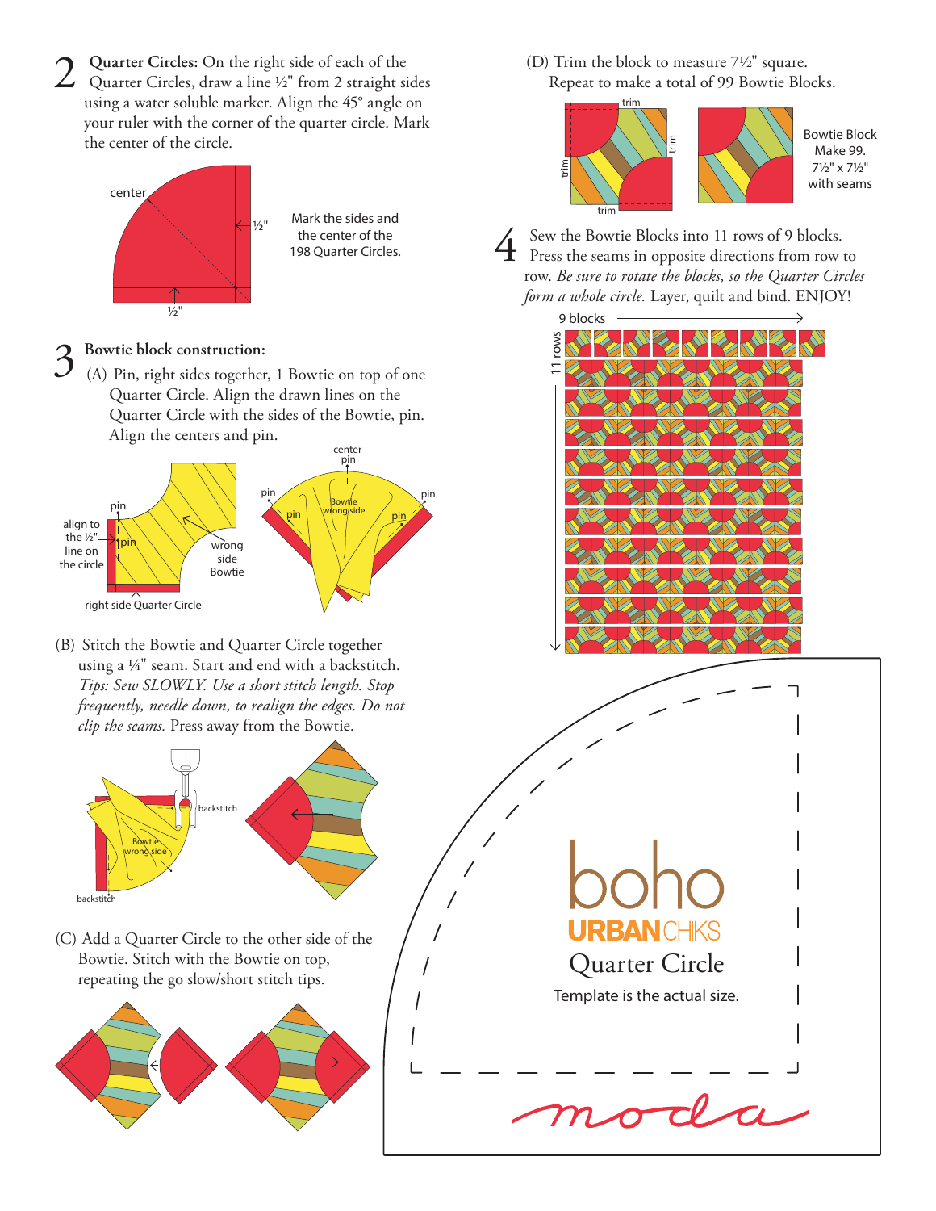**2 Quarter Circles:** On the right side of each of the Quarter Circles, draw a line ½" from 2 straight sides using a water soluble marker. Align the 45° angle on your ruler with the corner of the quarter circle. Mark the center of the circle.

center

½"

½"

Mark the sides and the center of the 198 Quarter Circles.

**3 Bowtie block construction:**

(A) Pin, right sides together, 1 Bowtie on top of one Quarter Circle. Align the drawn lines on the Quarter Circle with the sides of the Bowtie, pin. Align the centers and pin.

pin

align to the ½" line on the circle

pin

wrong side Bowtie

right side Quarter Circle

center pin

pin

pin

Bowtie wrong side

pin

pin

(B) Stitch the Bowtie and Quarter Circle together using a ¼" seam. Start and end with a backstitch. *Tips: Sew SLOWLY. Use a short stitch length. Stop frequently, needle down, to realign the edges. Do not clip the seams.* Press away from the Bowtie.

backstitch

Bowtie wrong side

backstitch

(C) Add a Quarter Circle to the other side of the Bowtie. Stitch with the Bowtie on top, repeating the go slow/short stitch tips.

(D) Trim the block to measure 7½" square. Repeat to make a total of 99 Bowtie Blocks.

trim

trim

trim

trim

Bowtie Block
Make 99.
7½" x 7½"
with seams

**4** Sew the Bowtie Blocks into 11 rows of 9 blocks. Press the seams in opposite directions from row to row. *Be sure to rotate the blocks, so the Quarter Circles form a whole circle.* Layer, quilt and bind. ENJOY!

9 blocks

11 rows

boho
URBANCHIKS
Quarter Circle
Template is the actual size.

moda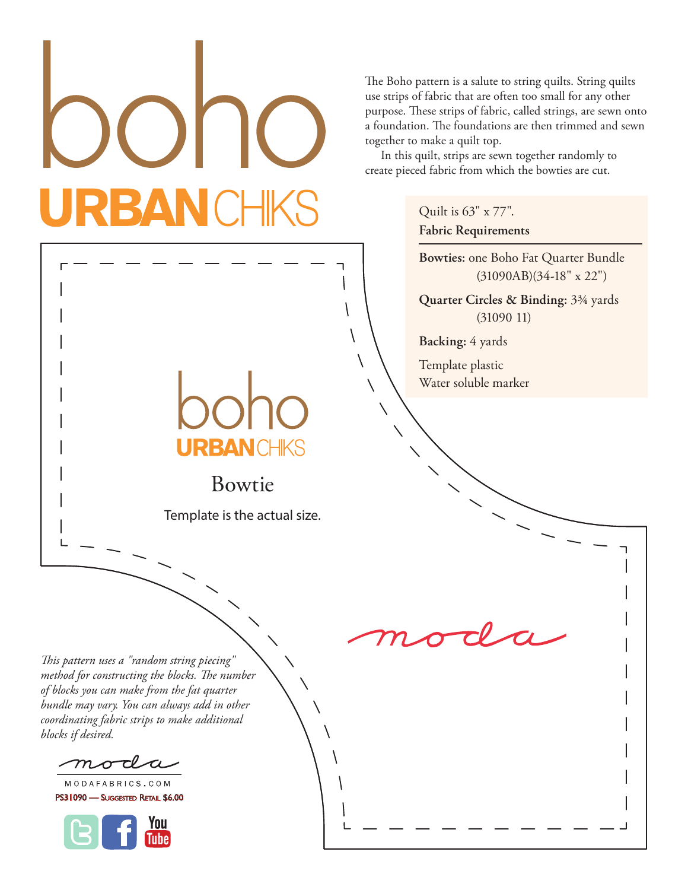# boho

## URBAN CHIKS

The Boho pattern is a salute to string quilts. String quilts use strips of fabric that are often too small for any other purpose. These strips of fabric, called strings, are sewn onto a foundation. The foundations are then trimmed and sewn together to make a quilt top.

In this quilt, strips are sewn together randomly to create pieced fabric from which the bowties are cut.

Quilt is 63" x 77".

**Fabric Requirements**

**Bowties:** one Boho Fat Quarter Bundle (31090AB)(34-18" x 22")

**Quarter Circles & Binding:** 3¾ yards (31090 11)

**Backing:** 4 yards

Template plastic

Water soluble marker

boho

URBAN CHIKS

Bowtie

Template is the actual size.

moda

*This pattern uses a "random string piecing" method for constructing the blocks. The number of blocks you can make from the fat quarter bundle may vary. You can always add in other coordinating fabric strips to make additional blocks if desired.*

moda

MODAFABRICS.COM

PS31090 — Suggested Retail $6.00